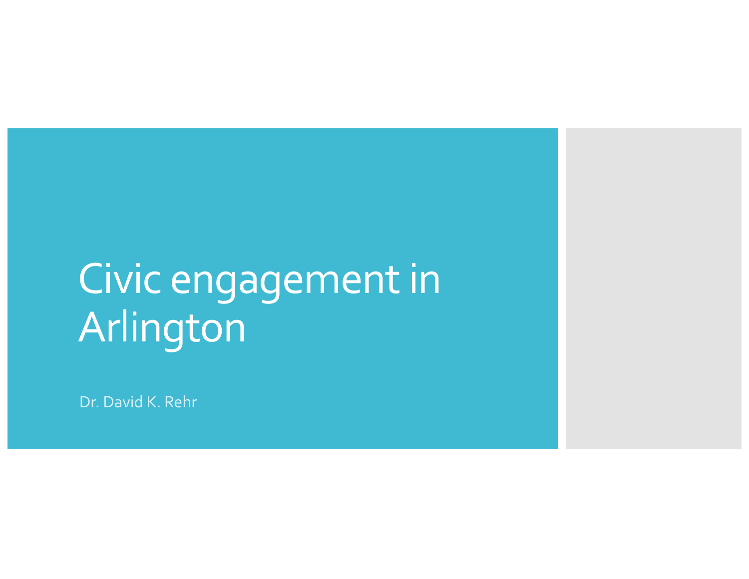# Civic engagement in Arlington

Dr. David K. Rehr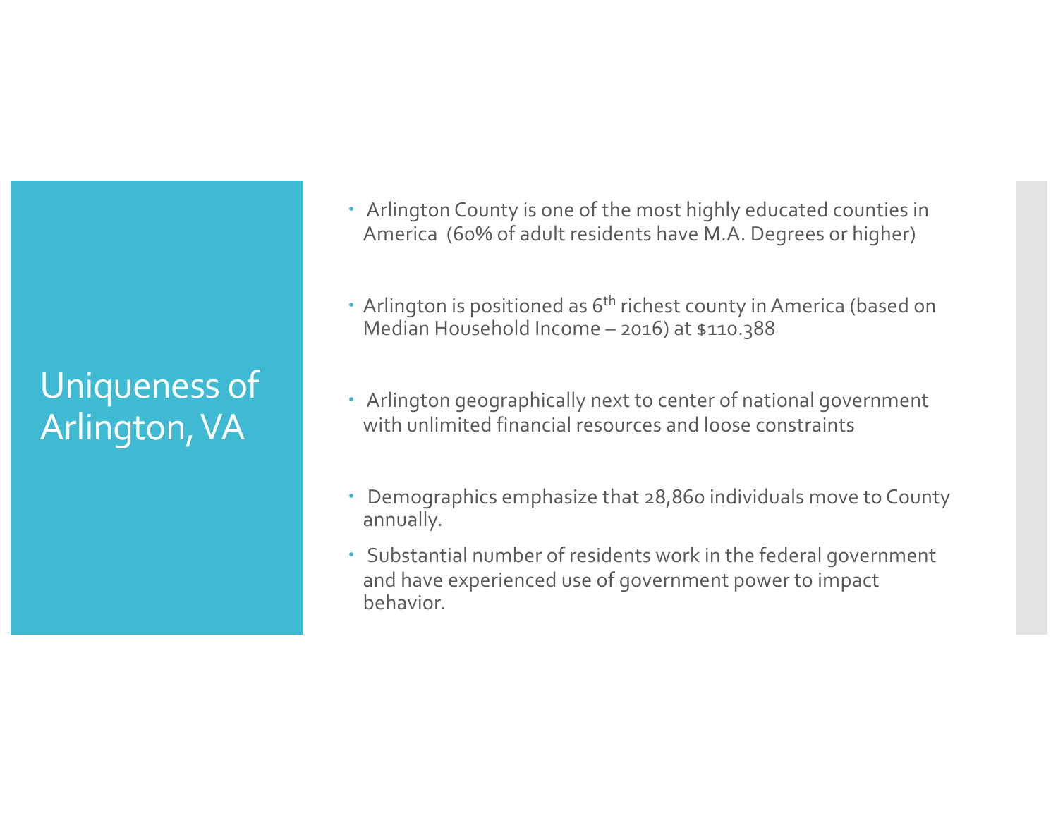# Uniqueness of Arlington, VA

- Arlington County is one of the most highly educated counties in America (60% of adult residents have M.A. Degrees or higher)
- Arlington is positioned as 6th richest county in America (based on Median Household Income – 2016) at $110.388
- Arlington geographically next to center of national government with unlimited financial resources and loose constraints
- Demographics emphasize that 28,860 individuals move to County annually.
- Substantial number of residents work in the federal government and have experienced use of government power to impact behavior.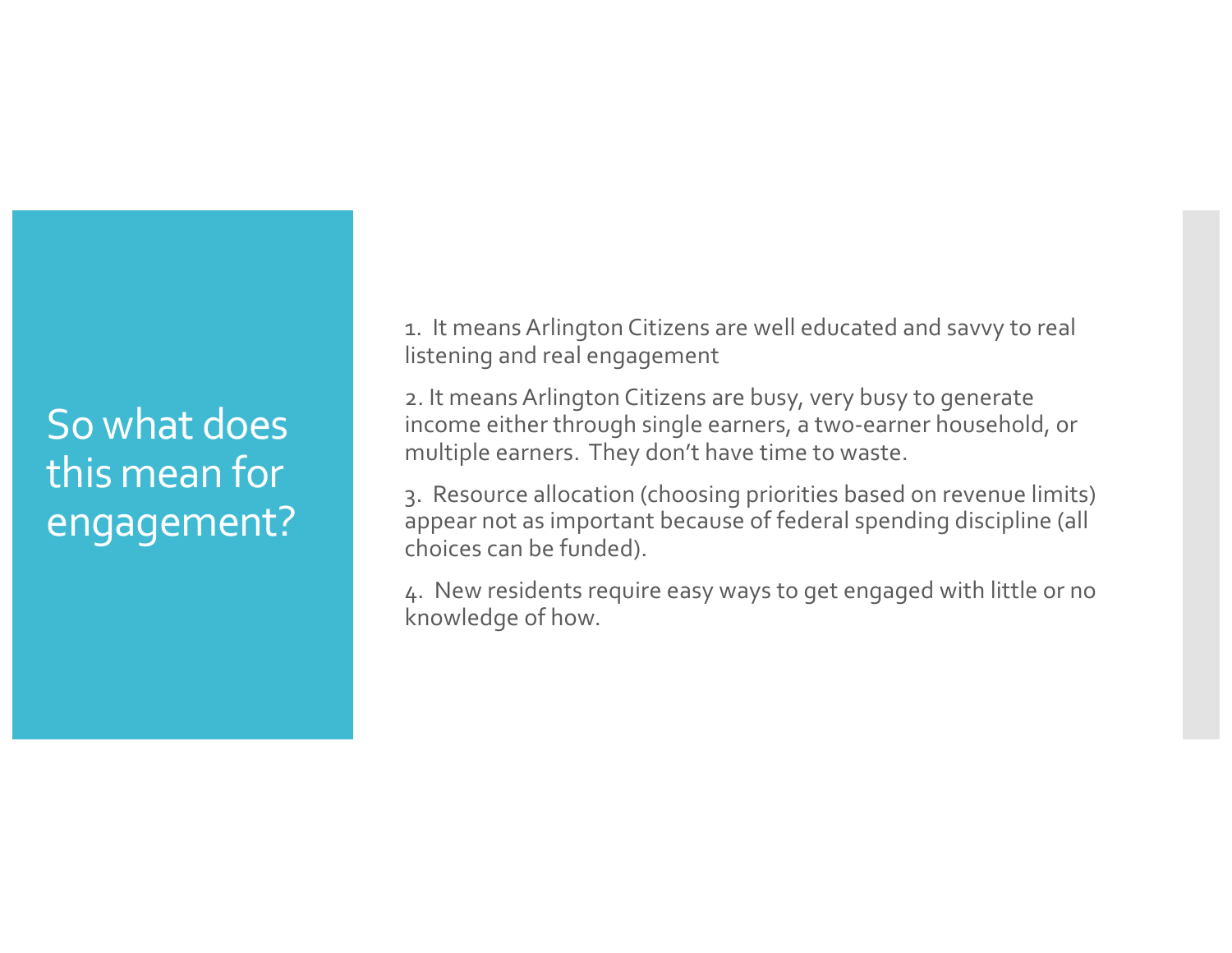# So what does this mean for engagement?

1. It means Arlington Citizens are well educated and savvy to real listening and real engagement

2. It means Arlington Citizens are busy, very busy to generate income either through single earners, a two-earner household, or multiple earners. They don't have time to waste.

3. Resource allocation (choosing priorities based on revenue limits) appear not as important because of federal spending discipline (all choices can be funded).

4. New residents require easy ways to get engaged with little or no knowledge of how.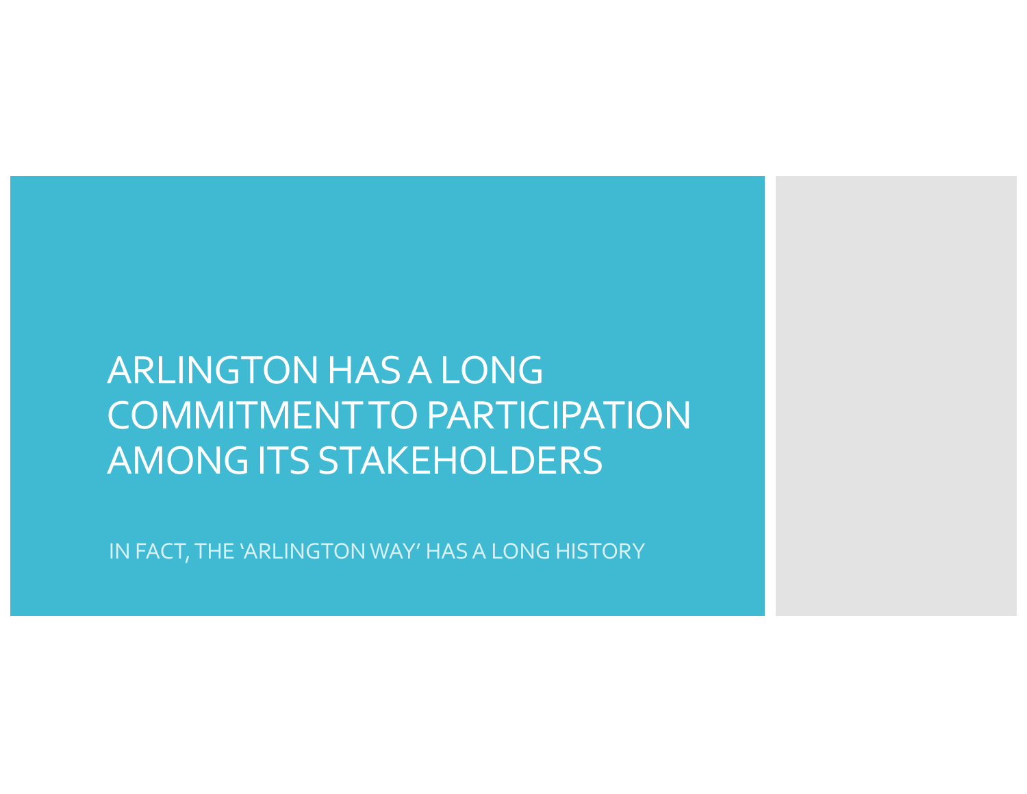# ARLINGTON HAS A LONG COMMITMENT TO PARTICIPATION AMONG ITS STAKEHOLDERS

IN FACT, THE 'ARLINGTON WAY' HAS A LONG HISTORY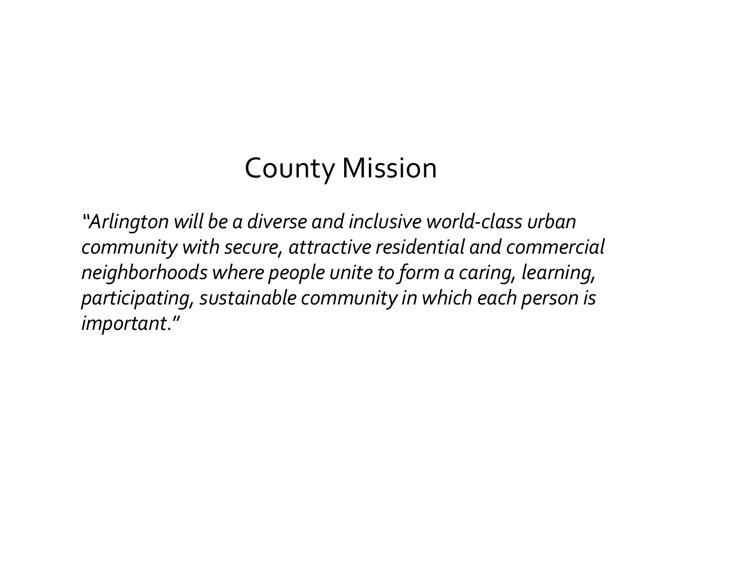# County Mission

*"Arlington will be a diverse and inclusive world-class urban community with secure, attractive residential and commercial neighborhoods where people unite to form a caring, learning, participating, sustainable community in which each person is important."*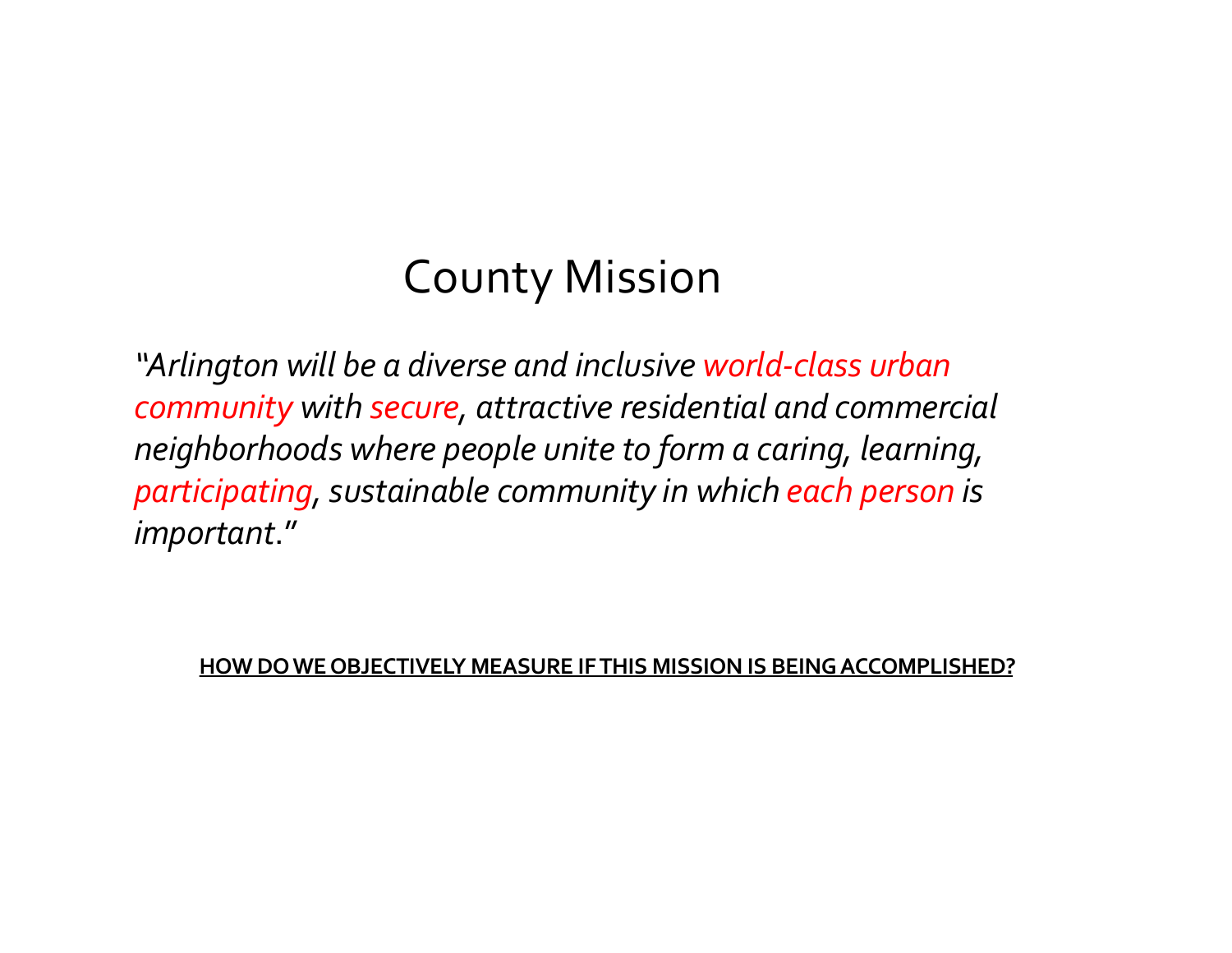# County Mission

*"Arlington will be a diverse and inclusive world-class urban community with secure, attractive residential and commercial neighborhoods where people unite to form a caring, learning, participating, sustainable community in which each person is important."*

**HOW DO WE OBJECTIVELY MEASURE IF THIS MISSION IS BEING ACCOMPLISHED?**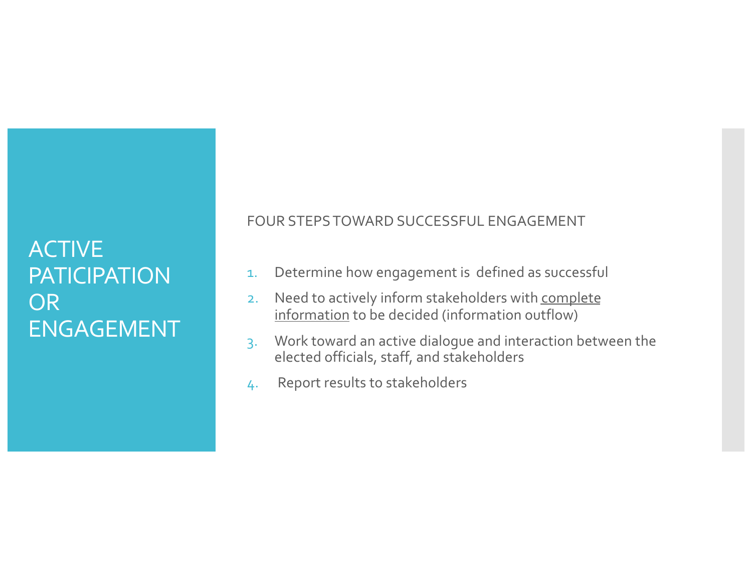# ACTIVE PATICIPATION OR ENGAGEMENT

FOUR STEPS TOWARD SUCCESSFUL ENGAGEMENT

1. Determine how engagement is defined as successful
2. Need to actively inform stakeholders with complete information to be decided (information outflow)
3. Work toward an active dialogue and interaction between the elected officials, staff, and stakeholders
4. Report results to stakeholders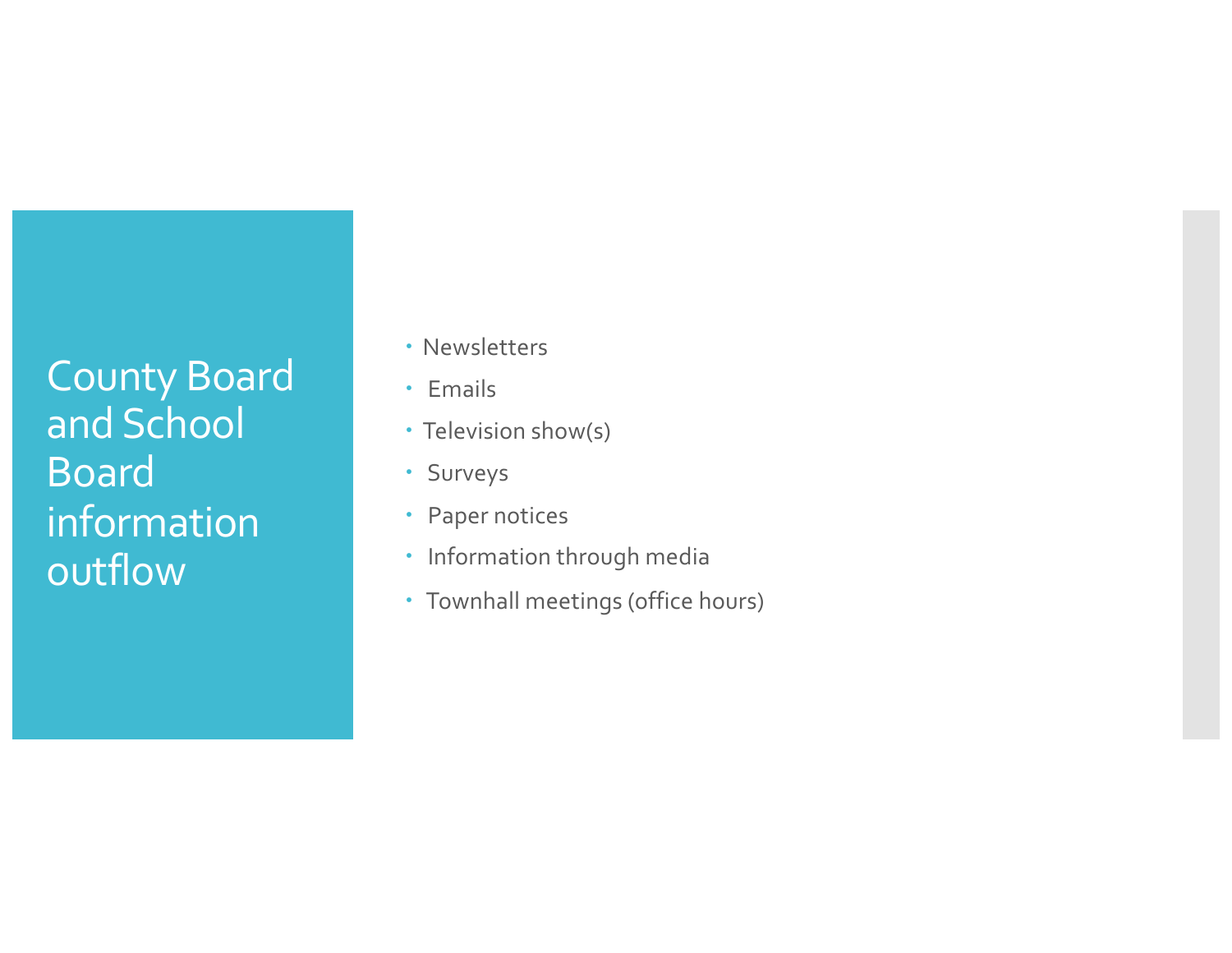# County Board and School Board information outflow

- Newsletters
- Emails
- Television show(s)
- Surveys
- Paper notices
- Information through media
- Townhall meetings (office hours)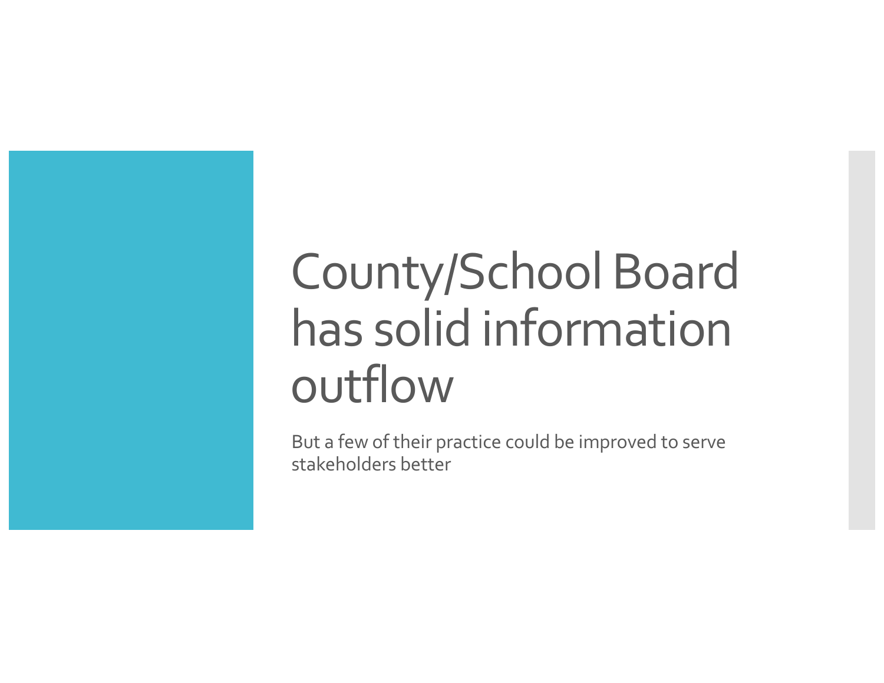# County/School Board has solid information outflow

But a few of their practice could be improved to serve stakeholders better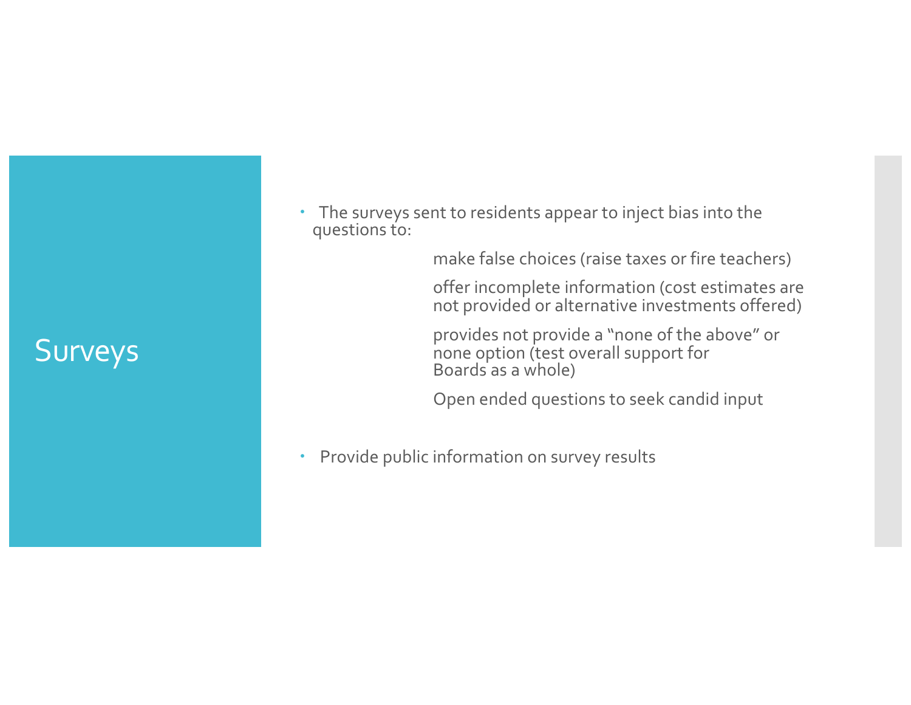# Surveys

- The surveys sent to residents appear to inject bias into the questions to:
  - make false choices (raise taxes or fire teachers)
  - offer incomplete information (cost estimates are not provided or alternative investments offered)
  - provides not provide a "none of the above" or none option (test overall support for Boards as a whole)
  - Open ended questions to seek candid input
- Provide public information on survey results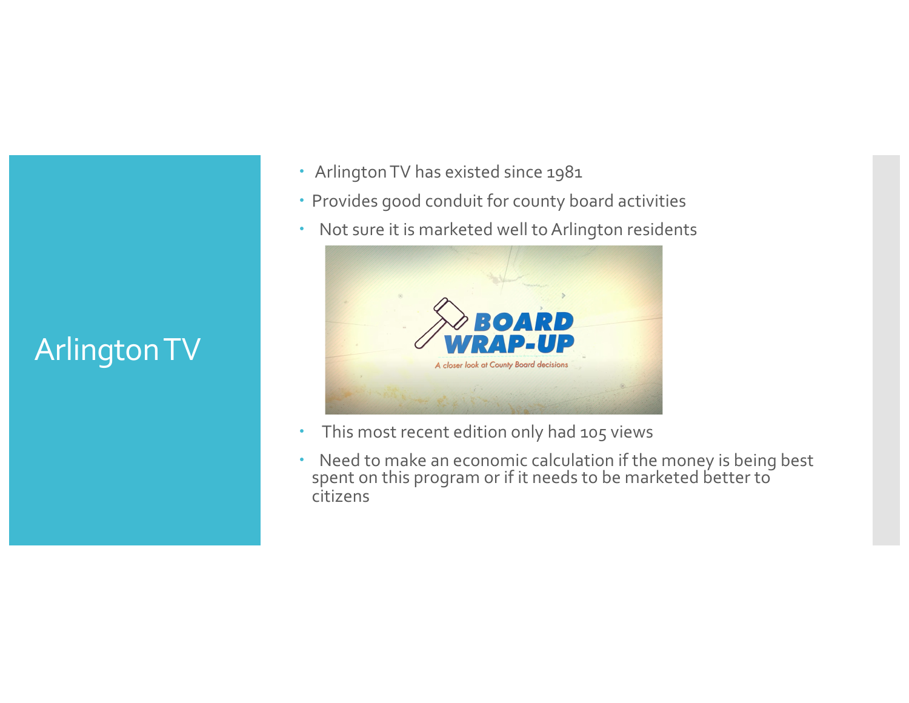# Arlington TV

- Arlington TV has existed since 1981
- Provides good conduit for county board activities
- Not sure it is marketed well to Arlington residents
- This most recent edition only had 105 views
- Need to make an economic calculation if the money is being best spent on this program or if it needs to be marketed better to citizens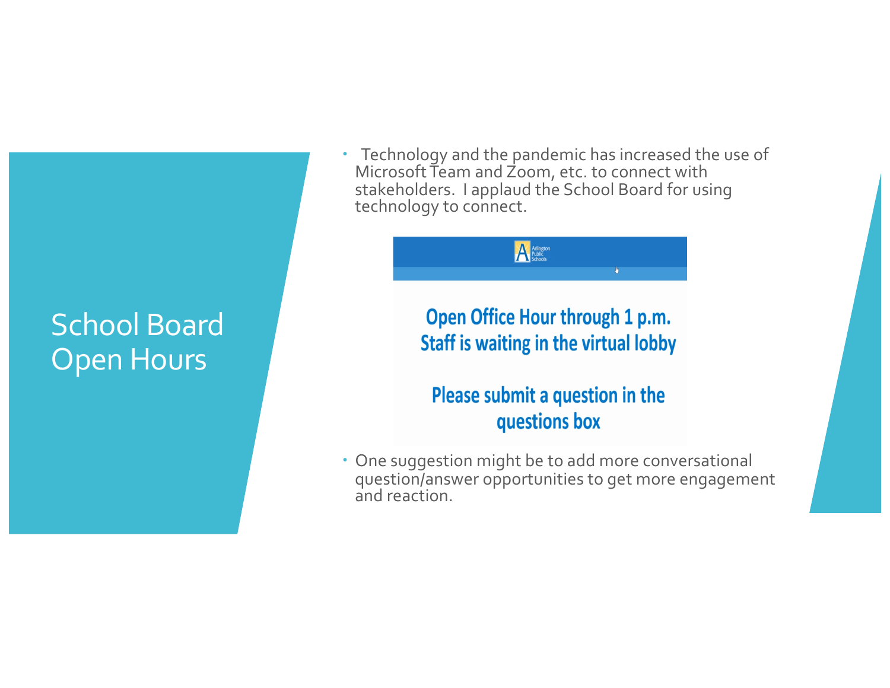# School Board Open Hours

- Technology and the pandemic has increased the use of Microsoft Team and Zoom, etc. to connect with stakeholders. I applaud the School Board for using technology to connect.

Arlington Public Schools

**Open Office Hour through 1 p.m.**
**Staff is waiting in the virtual lobby**

**Please submit a question in the questions box**

- One suggestion might be to add more conversational question/answer opportunities to get more engagement and reaction.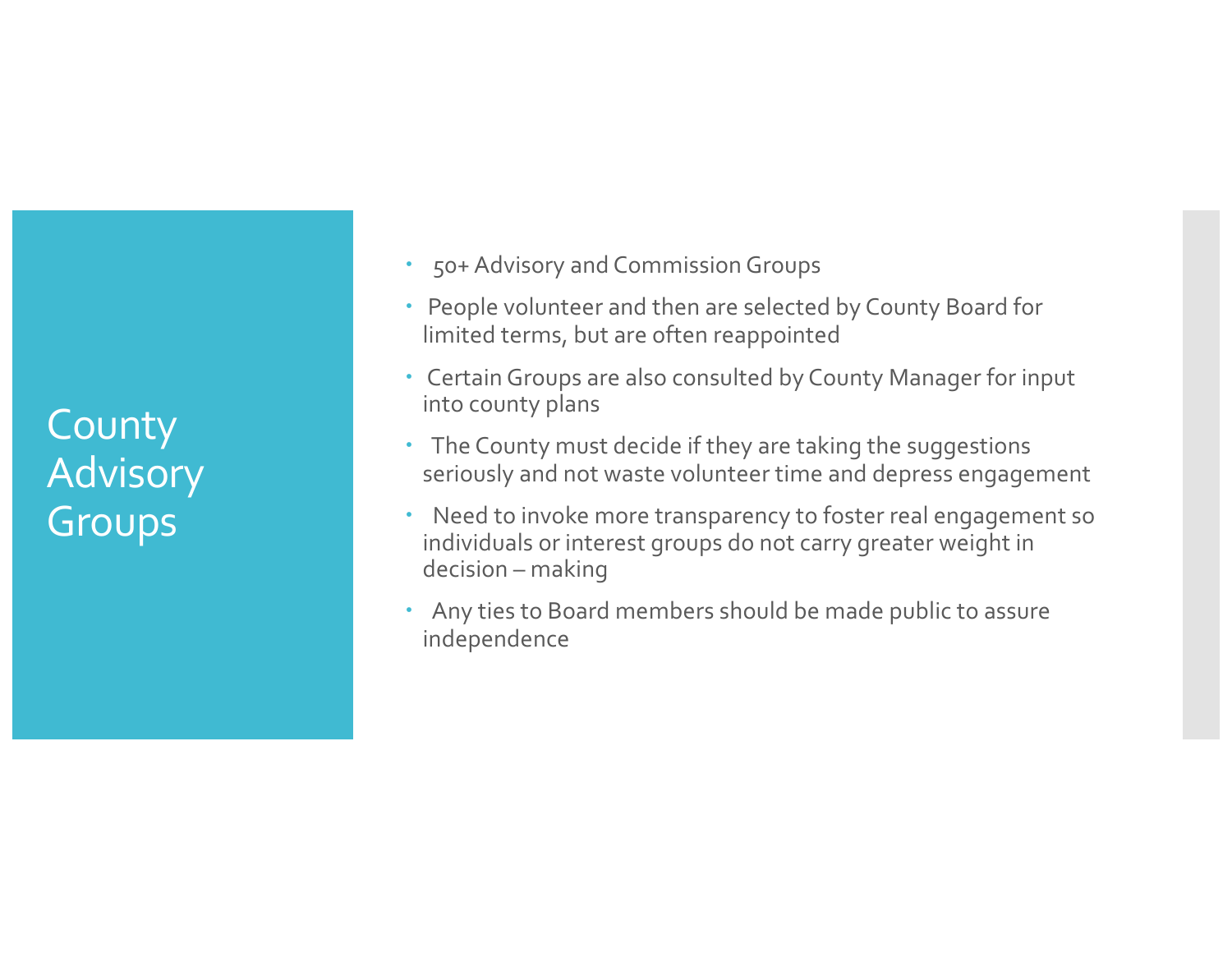# County Advisory Groups

- 50+ Advisory and Commission Groups
- People volunteer and then are selected by County Board for limited terms, but are often reappointed
- Certain Groups are also consulted by County Manager for input into county plans
- The County must decide if they are taking the suggestions seriously and not waste volunteer time and depress engagement
- Need to invoke more transparency to foster real engagement so individuals or interest groups do not carry greater weight in decision – making
- Any ties to Board members should be made public to assure independence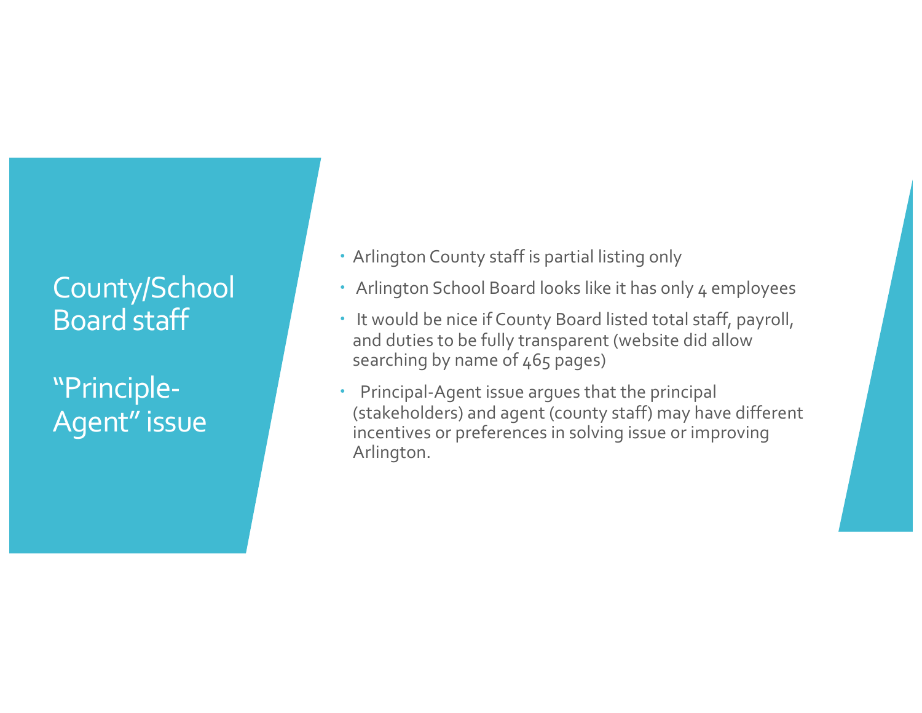# County/School Board staff

# "Principle-Agent" issue

- Arlington County staff is partial listing only
- Arlington School Board looks like it has only 4 employees
- It would be nice if County Board listed total staff, payroll, and duties to be fully transparent (website did allow searching by name of 465 pages)
- Principal-Agent issue argues that the principal (stakeholders) and agent (county staff) may have different incentives or preferences in solving issue or improving Arlington.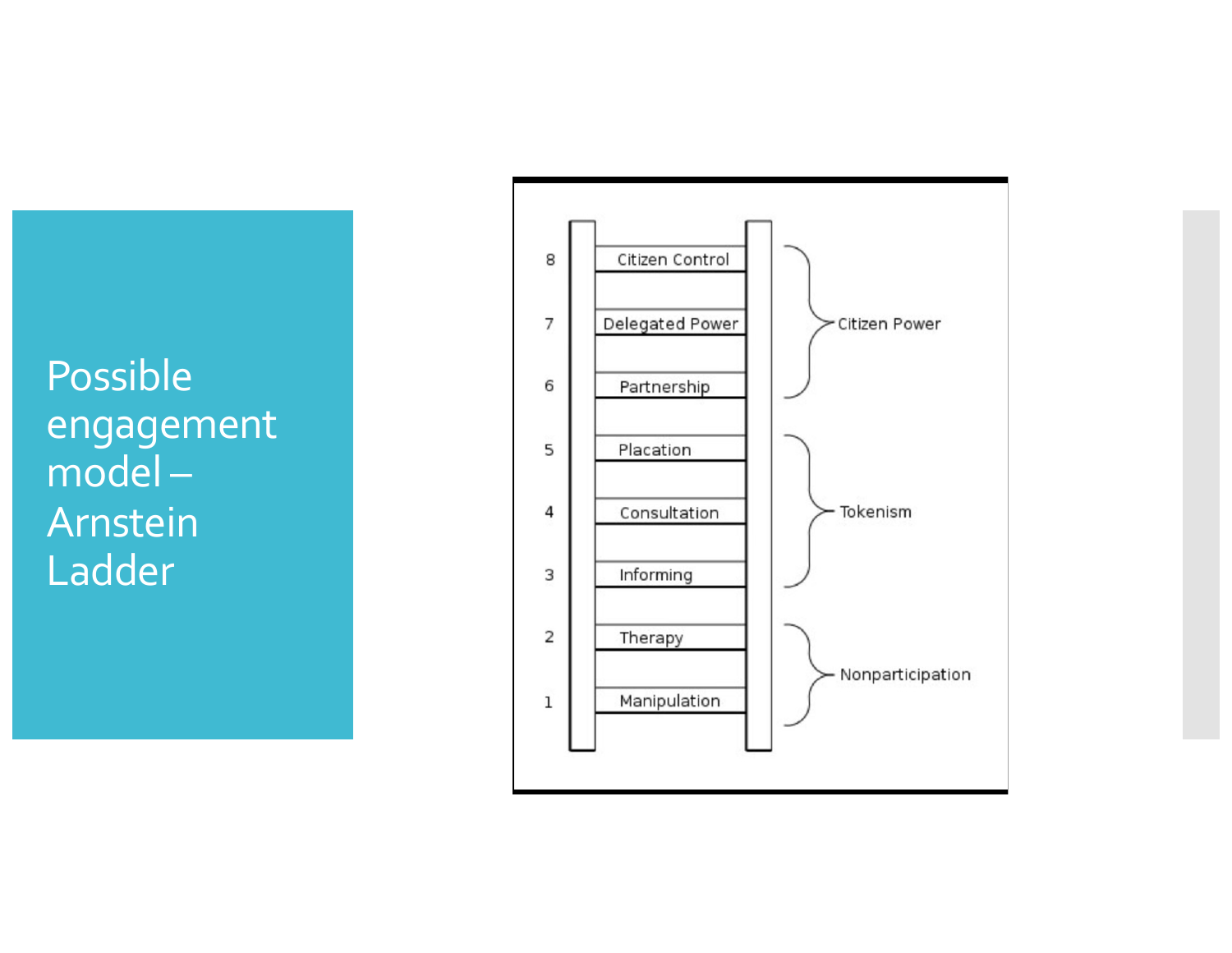# Possible engagement model – Arnstein Ladder

| Rung | Level | Category |
|---|---|---|
| 8 | Citizen Control | Citizen Power |
| 7 | Delegated Power | Citizen Power |
| 6 | Partnership | Citizen Power |
| 5 | Placation | Tokenism |
| 4 | Consultation | Tokenism |
| 3 | Informing | Tokenism |
| 2 | Therapy | Nonparticipation |
| 1 | Manipulation | Nonparticipation |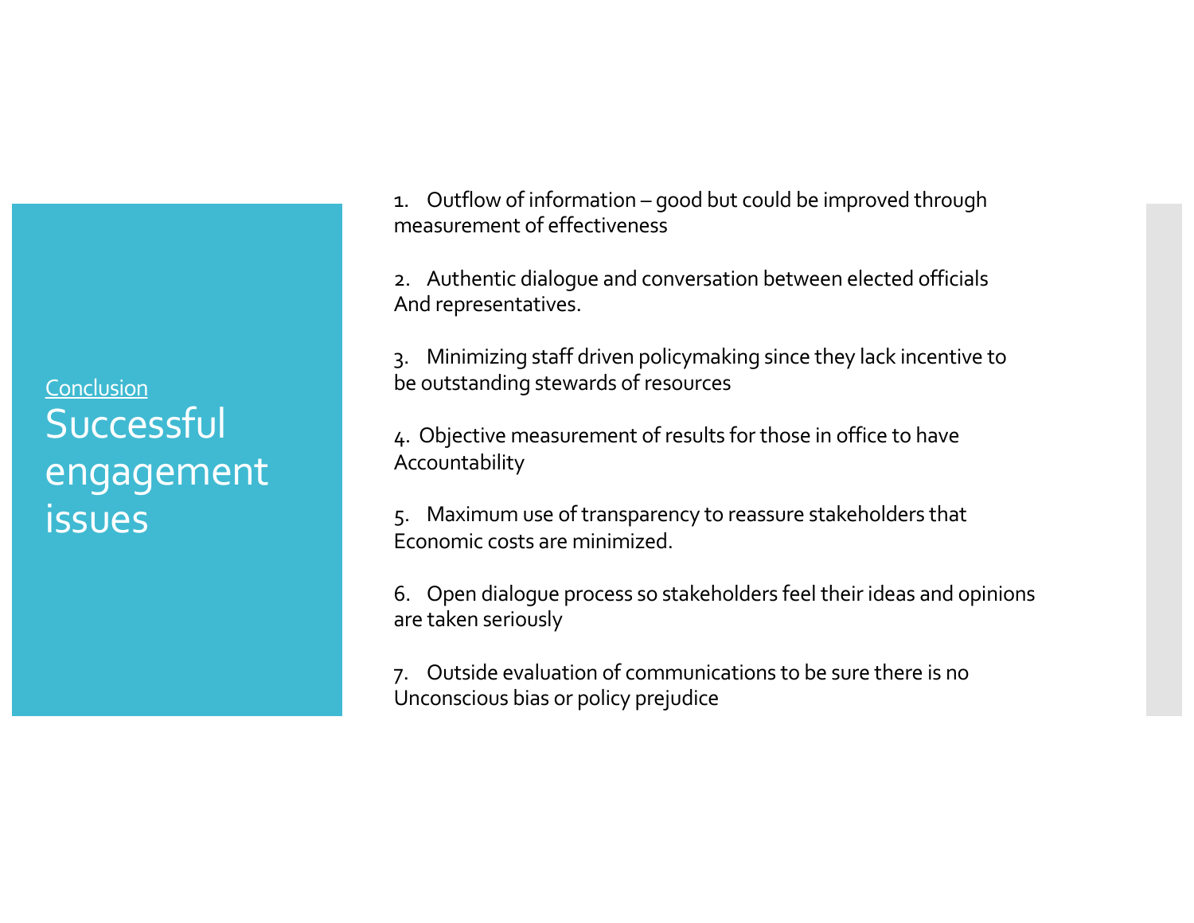Conclusion

# Successful engagement issues

1. Outflow of information – good but could be improved through measurement of effectiveness

2. Authentic dialogue and conversation between elected officials And representatives.

3. Minimizing staff driven policymaking since they lack incentive to be outstanding stewards of resources

4. Objective measurement of results for those in office to have Accountability

5. Maximum use of transparency to reassure stakeholders that Economic costs are minimized.

6. Open dialogue process so stakeholders feel their ideas and opinions are taken seriously

7. Outside evaluation of communications to be sure there is no Unconscious bias or policy prejudice